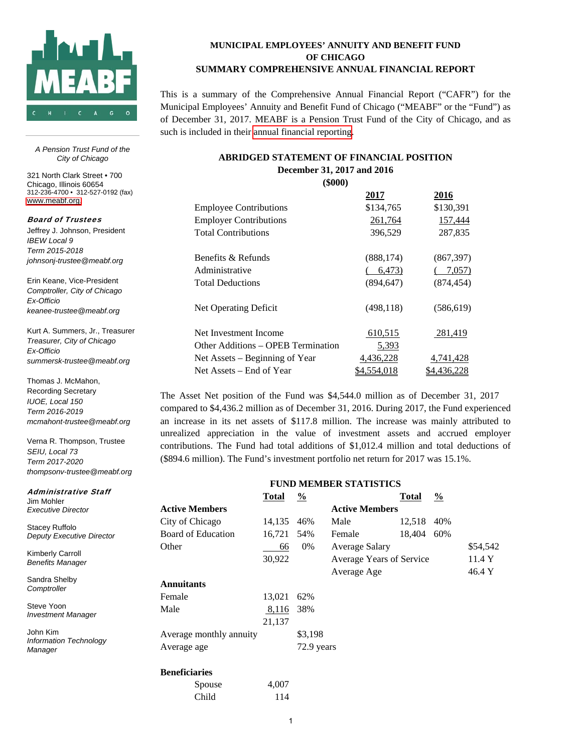# MUNICIPAL EMPLOYEES' ANNUITY AND BENEFIT FUND OF CHICAGO

## SUMMARY COMPREHENSIVE ANNUAL FINANCIAL REPORT

This is a summary of the Comprehensive Annual Financial Report ("CAFR") for the Municipal Employees' Annuity and Benefit Fund of Chicago ("MEABF" or the "Fund") as of December 31, 2017. MEABF is a Pension Trust Fund of the City of Chicago, and as such is included in their annual financial reporting.

### ABRIDGED STATEMENT OF FINANCIAL POSITION
**December 31, 2017 and 2016**
**($000)**

| | 2017 | 2016 |
|---|---|---|
| Employee Contributions | $134,765 | $130,391 |
| Employer Contributions | 261,764 | 157,444 |
| Total Contributions | 396,529 | 287,835 |
| | | |
| Benefits & Refunds | (888,174) | (867,397) |
| Administrative | ( 6,473) | ( 7,057) |
| Total Deductions | (894,647) | (874,454) |
| | | |
| Net Operating Deficit | (498,118) | (586,619) |
| | | |
| Net Investment Income | 610,515 | 281,419 |
| Other Additions – OPEB Termination | 5,393 | |
| Net Assets – Beginning of Year | 4,436,228 | 4,741,428 |
| Net Assets – End of Year | $4,554,018 | $4,436,228 |

The Asset Net position of the Fund was $4,544.0 million as of December 31, 2017 compared to $4,436.2 million as of December 31, 2016. During 2017, the Fund experienced an increase in its net assets of $117.8 million. The increase was mainly attributed to unrealized appreciation in the value of investment assets and accrued employer contributions. The Fund had total additions of $1,012.4 million and total deductions of ($894.6 million). The Fund's investment portfolio net return for 2017 was 15.1%.

### FUND MEMBER STATISTICS

| Active Members | Total | % |
|---|---|---|
| City of Chicago | 14,135 | 46% |
| Board of Education | 16,721 | 54% |
| Other | 66 | 0% |
| | 30,922 | |

| Active Members | Total | % |
|---|---|---|
| Male | 12,518 | 40% |
| Female | 18,404 | 60% |
| Average Salary | | $54,542 |
| Average Years of Service | | 11.4 Y |
| Average Age | | 46.4 Y |

| Annuitants | Total | % |
|---|---|---|
| Female | 13,021 | 62% |
| Male | 8,116 | 38% |
| | 21,137 | |
| Average monthly annuity | | $3,198 |
| Average age | | 72.9 years |

**Beneficiaries**

| | |
|---|---|
| Spouse | 4,007 |
| Child | 114 |

*A Pension Trust Fund of the City of Chicago*

321 North Clark Street • 700
Chicago, Illinois 60654
312-236-4700 • 312-527-0192 (fax)
www.meabf.org

***Board of Trustees***

Jeffrey J. Johnson, President
*IBEW Local 9*
*Term 2015-2018*
*johnsonj-trustee@meabf.org*

Erin Keane, Vice-President
*Comptroller, City of Chicago*
*Ex-Officio*
*keanee-trustee@meabf.org*

Kurt A. Summers, Jr., Treasurer
*Treasurer, City of Chicago*
*Ex-Officio*
*summersk-trustee@meabf.org*

Thomas J. McMahon,
Recording Secretary
*IUOE, Local 150*
*Term 2016-2019*
*mcmahont-trustee@meabf.org*

Verna R. Thompson, Trustee
*SEIU, Local 73*
*Term 2017-2020*
*thompsonv-trustee@meabf.org*

***Administrative Staff***

Jim Mohler
*Executive Director*

Stacey Ruffolo
*Deputy Executive Director*

Kimberly Carroll
*Benefits Manager*

Sandra Shelby
*Comptroller*

Steve Yoon
*Investment Manager*

John Kim
*Information Technology Manager*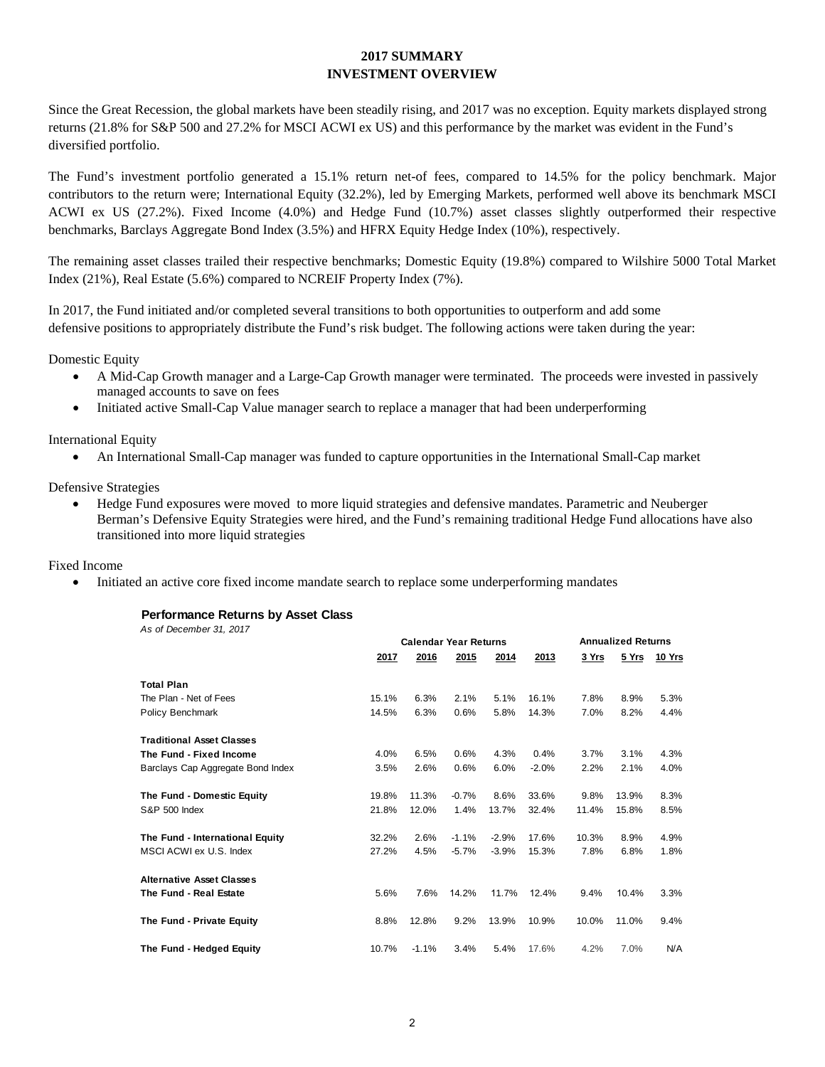# 2017 SUMMARY
## INVESTMENT OVERVIEW

Since the Great Recession, the global markets have been steadily rising, and 2017 was no exception. Equity markets displayed strong returns (21.8% for S&P 500 and 27.2% for MSCI ACWI ex US) and this performance by the market was evident in the Fund's diversified portfolio.

The Fund's investment portfolio generated a 15.1% return net-of fees, compared to 14.5% for the policy benchmark. Major contributors to the return were; International Equity (32.2%), led by Emerging Markets, performed well above its benchmark MSCI ACWI ex US (27.2%). Fixed Income (4.0%) and Hedge Fund (10.7%) asset classes slightly outperformed their respective benchmarks, Barclays Aggregate Bond Index (3.5%) and HFRX Equity Hedge Index (10%), respectively.

The remaining asset classes trailed their respective benchmarks; Domestic Equity (19.8%) compared to Wilshire 5000 Total Market Index (21%), Real Estate (5.6%) compared to NCREIF Property Index (7%).

In 2017, the Fund initiated and/or completed several transitions to both opportunities to outperform and add some defensive positions to appropriately distribute the Fund's risk budget. The following actions were taken during the year:

Domestic Equity

- A Mid-Cap Growth manager and a Large-Cap Growth manager were terminated. The proceeds were invested in passively managed accounts to save on fees
- Initiated active Small-Cap Value manager search to replace a manager that had been underperforming

International Equity

- An International Small-Cap manager was funded to capture opportunities in the International Small-Cap market

Defensive Strategies

- Hedge Fund exposures were moved to more liquid strategies and defensive mandates. Parametric and Neuberger Berman's Defensive Equity Strategies were hired, and the Fund's remaining traditional Hedge Fund allocations have also transitioned into more liquid strategies

Fixed Income

- Initiated an active core fixed income mandate search to replace some underperforming mandates

**Performance Returns by Asset Class**

*As of December 31, 2017*

| | Calendar Year Returns | | | | | Annualized Returns | | |
|---|---|---|---|---|---|---|---|---|
| | 2017 | 2016 | 2015 | 2014 | 2013 | 3 Yrs | 5 Yrs | 10 Yrs |
| **Total Plan** | | | | | | | | |
| The Plan - Net of Fees | 15.1% | 6.3% | 2.1% | 5.1% | 16.1% | 7.8% | 8.9% | 5.3% |
| Policy Benchmark | 14.5% | 6.3% | 0.6% | 5.8% | 14.3% | 7.0% | 8.2% | 4.4% |
| **Traditional Asset Classes** | | | | | | | | |
| **The Fund - Fixed Income** | 4.0% | 6.5% | 0.6% | 4.3% | 0.4% | 3.7% | 3.1% | 4.3% |
| Barclays Cap Aggregate Bond Index | 3.5% | 2.6% | 0.6% | 6.0% | -2.0% | 2.2% | 2.1% | 4.0% |
| **The Fund - Domestic Equity** | 19.8% | 11.3% | -0.7% | 8.6% | 33.6% | 9.8% | 13.9% | 8.3% |
| S&P 500 Index | 21.8% | 12.0% | 1.4% | 13.7% | 32.4% | 11.4% | 15.8% | 8.5% |
| **The Fund - International Equity** | 32.2% | 2.6% | -1.1% | -2.9% | 17.6% | 10.3% | 8.9% | 4.9% |
| MSCI ACWI ex U.S. Index | 27.2% | 4.5% | -5.7% | -3.9% | 15.3% | 7.8% | 6.8% | 1.8% |
| **Alternative Asset Classes** | | | | | | | | |
| **The Fund - Real Estate** | 5.6% | 7.6% | 14.2% | 11.7% | 12.4% | 9.4% | 10.4% | 3.3% |
| **The Fund - Private Equity** | 8.8% | 12.8% | 9.2% | 13.9% | 10.9% | 10.0% | 11.0% | 9.4% |
| **The Fund - Hedged Equity** | 10.7% | -1.1% | 3.4% | 5.4% | 17.6% | 4.2% | 7.0% | N/A |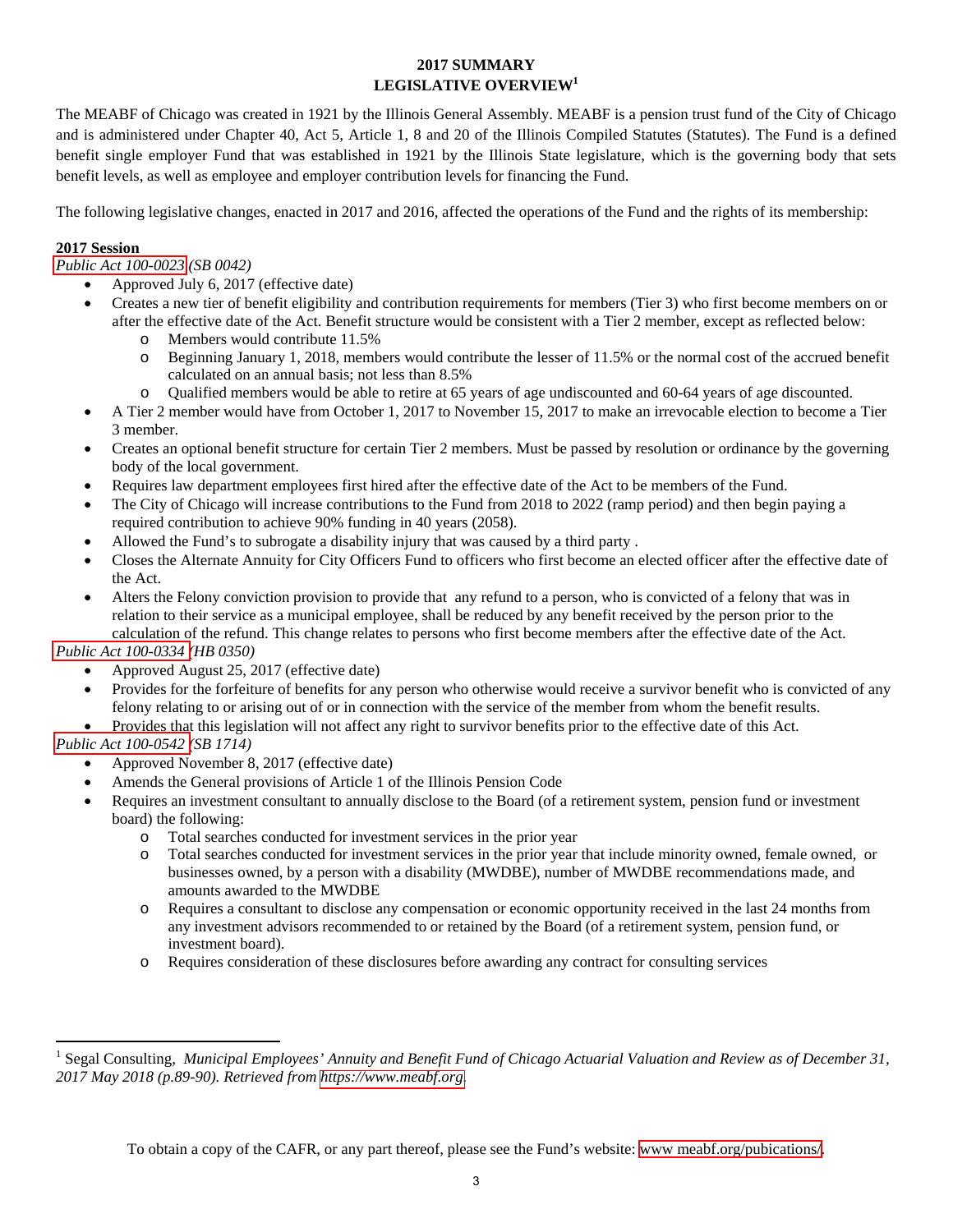**2017 SUMMARY**
**LEGISLATIVE OVERVIEW**[1]

The MEABF of Chicago was created in 1921 by the Illinois General Assembly. MEABF is a pension trust fund of the City of Chicago and is administered under Chapter 40, Act 5, Article 1, 8 and 20 of the Illinois Compiled Statutes (Statutes). The Fund is a defined benefit single employer Fund that was established in 1921 by the Illinois State legislature, which is the governing body that sets benefit levels, as well as employee and employer contribution levels for financing the Fund.

The following legislative changes, enacted in 2017 and 2016, affected the operations of the Fund and the rights of its membership:

**2017 Session**

*Public Act 100-0023 (SB 0042)*

- Approved July 6, 2017 (effective date)
- Creates a new tier of benefit eligibility and contribution requirements for members (Tier 3) who first become members on or after the effective date of the Act. Benefit structure would be consistent with a Tier 2 member, except as reflected below:
  - Members would contribute 11.5%
  - Beginning January 1, 2018, members would contribute the lesser of 11.5% or the normal cost of the accrued benefit calculated on an annual basis; not less than 8.5%
  - Qualified members would be able to retire at 65 years of age undiscounted and 60-64 years of age discounted.
- A Tier 2 member would have from October 1, 2017 to November 15, 2017 to make an irrevocable election to become a Tier 3 member.
- Creates an optional benefit structure for certain Tier 2 members. Must be passed by resolution or ordinance by the governing body of the local government.
- Requires law department employees first hired after the effective date of the Act to be members of the Fund.
- The City of Chicago will increase contributions to the Fund from 2018 to 2022 (ramp period) and then begin paying a required contribution to achieve 90% funding in 40 years (2058).
- Allowed the Fund's to subrogate a disability injury that was caused by a third party .
- Closes the Alternate Annuity for City Officers Fund to officers who first become an elected officer after the effective date of the Act.
- Alters the Felony conviction provision to provide that any refund to a person, who is convicted of a felony that was in relation to their service as a municipal employee, shall be reduced by any benefit received by the person prior to the calculation of the refund. This change relates to persons who first become members after the effective date of the Act.

*Public Act 100-0334 (HB 0350)*

- Approved August 25, 2017 (effective date)
- Provides for the forfeiture of benefits for any person who otherwise would receive a survivor benefit who is convicted of any felony relating to or arising out of or in connection with the service of the member from whom the benefit results.
- Provides that this legislation will not affect any right to survivor benefits prior to the effective date of this Act.

*Public Act 100-0542 (SB 1714)*

- Approved November 8, 2017 (effective date)
- Amends the General provisions of Article 1 of the Illinois Pension Code
- Requires an investment consultant to annually disclose to the Board (of a retirement system, pension fund or investment board) the following:
  - Total searches conducted for investment services in the prior year
  - Total searches conducted for investment services in the prior year that include minority owned, female owned, or businesses owned, by a person with a disability (MWDBE), number of MWDBE recommendations made, and amounts awarded to the MWDBE
  - Requires a consultant to disclose any compensation or economic opportunity received in the last 24 months from any investment advisors recommended to or retained by the Board (of a retirement system, pension fund, or investment board).
  - Requires consideration of these disclosures before awarding any contract for consulting services

[1] Segal Consulting, *Municipal Employees' Annuity and Benefit Fund of Chicago Actuarial Valuation and Review as of December 31, 2017 May 2018 (p.89-90). Retrieved from https://www.meabf.org*

To obtain a copy of the CAFR, or any part thereof, please see the Fund's website: www meabf.org/pubications/.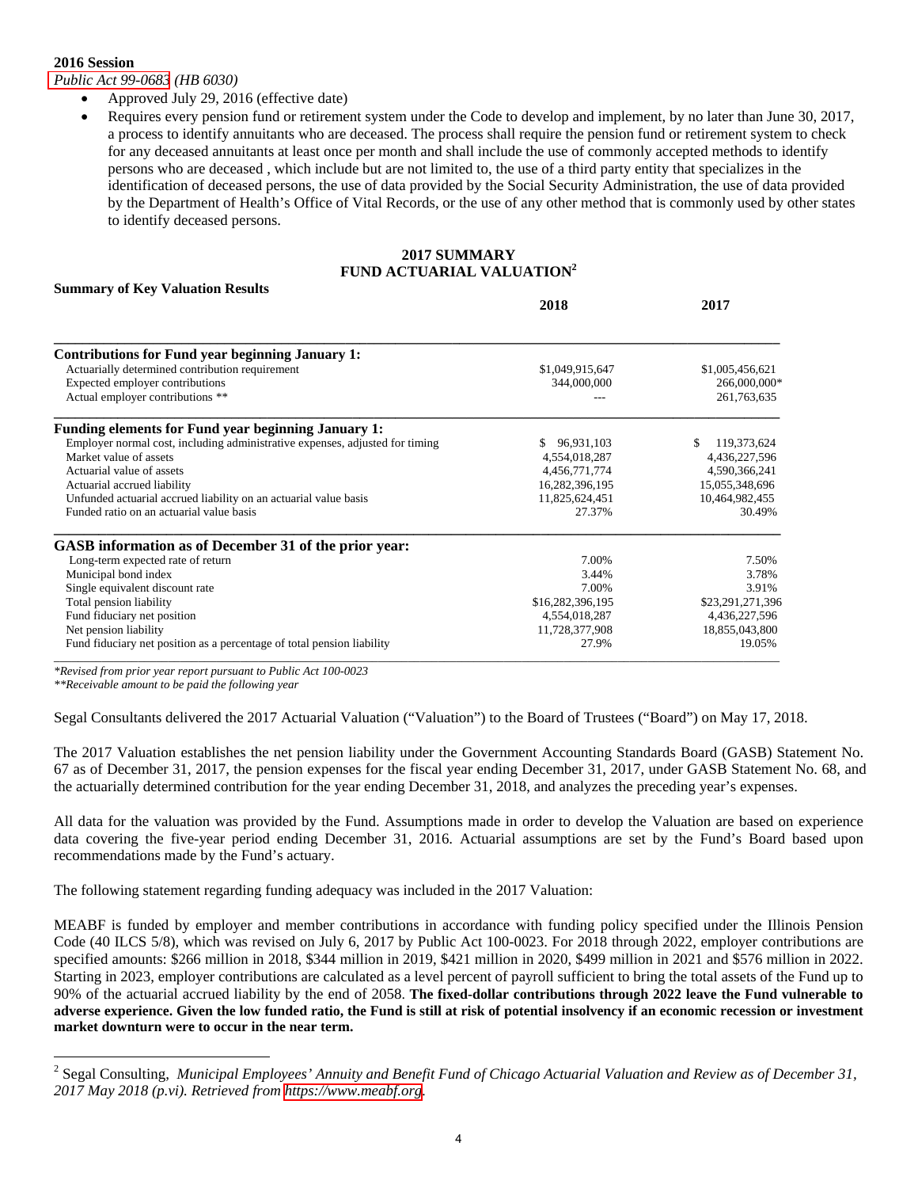**2016 Session**

*Public Act 99-0683 (HB 6030)*

- Approved July 29, 2016 (effective date)
- Requires every pension fund or retirement system under the Code to develop and implement, by no later than June 30, 2017, a process to identify annuitants who are deceased. The process shall require the pension fund or retirement system to check for any deceased annuitants at least once per month and shall include the use of commonly accepted methods to identify persons who are deceased , which include but are not limited to, the use of a third party entity that specializes in the identification of deceased persons, the use of data provided by the Social Security Administration, the use of data provided by the Department of Health's Office of Vital Records, or the use of any other method that is commonly used by other states to identify deceased persons.

## 2017 SUMMARY FUND ACTUARIAL VALUATION[2]

**Summary of Key Valuation Results**

| | 2018 | 2017 |
|---|---|---|
| **Contributions for Fund year beginning January 1:** | | |
| Actuarially determined contribution requirement | $1,049,915,647 | $1,005,456,621 |
| Expected employer contributions | 344,000,000 | 266,000,000* |
| Actual employer contributions ** | --- | 261,763,635 |
| **Funding elements for Fund year beginning January 1:** | | |
| Employer normal cost, including administrative expenses, adjusted for timing | $ 96,931,103 | $ 119,373,624 |
| Market value of assets | 4,554,018,287 | 4,436,227,596 |
| Actuarial value of assets | 4,456,771,774 | 4,590,366,241 |
| Actuarial accrued liability | 16,282,396,195 | 15,055,348,696 |
| Unfunded actuarial accrued liability on an actuarial value basis | 11,825,624,451 | 10,464,982,455 |
| Funded ratio on an actuarial value basis | 27.37% | 30.49% |
| **GASB information as of December 31 of the prior year:** | | |
| Long-term expected rate of return | 7.00% | 7.50% |
| Municipal bond index | 3.44% | 3.78% |
| Single equivalent discount rate | 7.00% | 3.91% |
| Total pension liability | $16,282,396,195 | $23,291,271,396 |
| Fund fiduciary net position | 4,554,018,287 | 4,436,227,596 |
| Net pension liability | 11,728,377,908 | 18,855,043,800 |
| Fund fiduciary net position as a percentage of total pension liability | 27.9% | 19.05% |

*\*Revised from prior year report pursuant to Public Act 100-0023*
*\*\*Receivable amount to be paid the following year*

Segal Consultants delivered the 2017 Actuarial Valuation ("Valuation") to the Board of Trustees ("Board") on May 17, 2018.

The 2017 Valuation establishes the net pension liability under the Government Accounting Standards Board (GASB) Statement No. 67 as of December 31, 2017, the pension expenses for the fiscal year ending December 31, 2017, under GASB Statement No. 68, and the actuarially determined contribution for the year ending December 31, 2018, and analyzes the preceding year's expenses.

All data for the valuation was provided by the Fund. Assumptions made in order to develop the Valuation are based on experience data covering the five-year period ending December 31, 2016. Actuarial assumptions are set by the Fund's Board based upon recommendations made by the Fund's actuary.

The following statement regarding funding adequacy was included in the 2017 Valuation:

MEABF is funded by employer and member contributions in accordance with funding policy specified under the Illinois Pension Code (40 ILCS 5/8), which was revised on July 6, 2017 by Public Act 100-0023. For 2018 through 2022, employer contributions are specified amounts: $266 million in 2018, $344 million in 2019, $421 million in 2020, $499 million in 2021 and $576 million in 2022. Starting in 2023, employer contributions are calculated as a level percent of payroll sufficient to bring the total assets of the Fund up to 90% of the actuarial accrued liability by the end of 2058. **The fixed-dollar contributions through 2022 leave the Fund vulnerable to adverse experience. Given the low funded ratio, the Fund is still at risk of potential insolvency if an economic recession or investment market downturn were to occur in the near term.**

[2] Segal Consulting, *Municipal Employees' Annuity and Benefit Fund of Chicago Actuarial Valuation and Review as of December 31, 2017 May 2018 (p.vi). Retrieved from https://www.meabf.org.*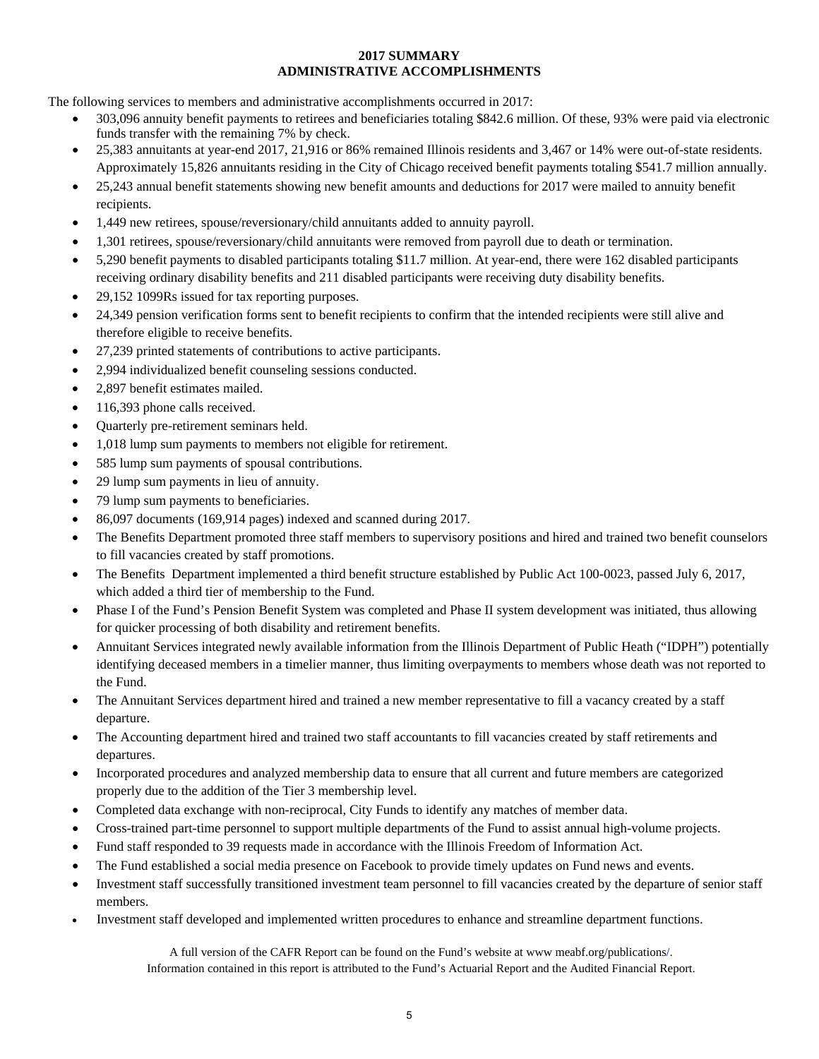**2017 SUMMARY**
**ADMINISTRATIVE ACCOMPLISHMENTS**

The following services to members and administrative accomplishments occurred in 2017:

- 303,096 annuity benefit payments to retirees and beneficiaries totaling $842.6 million. Of these, 93% were paid via electronic funds transfer with the remaining 7% by check.
- 25,383 annuitants at year-end 2017, 21,916 or 86% remained Illinois residents and 3,467 or 14% were out-of-state residents. Approximately 15,826 annuitants residing in the City of Chicago received benefit payments totaling $541.7 million annually.
- 25,243 annual benefit statements showing new benefit amounts and deductions for 2017 were mailed to annuity benefit recipients.
- 1,449 new retirees, spouse/reversionary/child annuitants added to annuity payroll.
- 1,301 retirees, spouse/reversionary/child annuitants were removed from payroll due to death or termination.
- 5,290 benefit payments to disabled participants totaling $11.7 million. At year-end, there were 162 disabled participants receiving ordinary disability benefits and 211 disabled participants were receiving duty disability benefits.
- 29,152 1099Rs issued for tax reporting purposes.
- 24,349 pension verification forms sent to benefit recipients to confirm that the intended recipients were still alive and therefore eligible to receive benefits.
- 27,239 printed statements of contributions to active participants.
- 2,994 individualized benefit counseling sessions conducted.
- 2,897 benefit estimates mailed.
- 116,393 phone calls received.
- Quarterly pre-retirement seminars held.
- 1,018 lump sum payments to members not eligible for retirement.
- 585 lump sum payments of spousal contributions.
- 29 lump sum payments in lieu of annuity.
- 79 lump sum payments to beneficiaries.
- 86,097 documents (169,914 pages) indexed and scanned during 2017.
- The Benefits Department promoted three staff members to supervisory positions and hired and trained two benefit counselors to fill vacancies created by staff promotions.
- The Benefits Department implemented a third benefit structure established by Public Act 100-0023, passed July 6, 2017, which added a third tier of membership to the Fund.
- Phase I of the Fund's Pension Benefit System was completed and Phase II system development was initiated, thus allowing for quicker processing of both disability and retirement benefits.
- Annuitant Services integrated newly available information from the Illinois Department of Public Heath ("IDPH") potentially identifying deceased members in a timelier manner, thus limiting overpayments to members whose death was not reported to the Fund.
- The Annuitant Services department hired and trained a new member representative to fill a vacancy created by a staff departure.
- The Accounting department hired and trained two staff accountants to fill vacancies created by staff retirements and departures.
- Incorporated procedures and analyzed membership data to ensure that all current and future members are categorized properly due to the addition of the Tier 3 membership level.
- Completed data exchange with non-reciprocal, City Funds to identify any matches of member data.
- Cross-trained part-time personnel to support multiple departments of the Fund to assist annual high-volume projects.
- Fund staff responded to 39 requests made in accordance with the Illinois Freedom of Information Act.
- The Fund established a social media presence on Facebook to provide timely updates on Fund news and events.
- Investment staff successfully transitioned investment team personnel to fill vacancies created by the departure of senior staff members.
- Investment staff developed and implemented written procedures to enhance and streamline department functions.

A full version of the CAFR Report can be found on the Fund's website at www meabf.org/publications/.
Information contained in this report is attributed to the Fund's Actuarial Report and the Audited Financial Report.